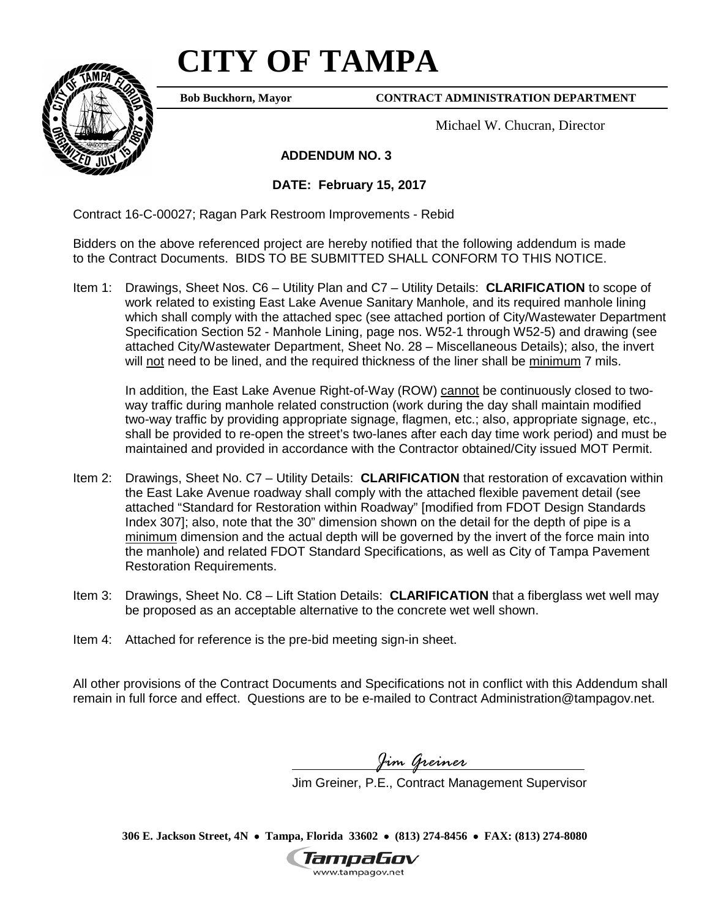# CITY OF TAMPA

**Bob Buckhorn, Mayor** **CONTRACT ADMINISTRATION DEPARTMENT**

Michael W. Chucran, Director

**ADDENDUM NO. 3**

**DATE: February 15, 2017**

Contract 16-C-00027; Ragan Park Restroom Improvements - Rebid

Bidders on the above referenced project are hereby notified that the following addendum is made to the Contract Documents. BIDS TO BE SUBMITTED SHALL CONFORM TO THIS NOTICE.

Item 1: Drawings, Sheet Nos. C6 – Utility Plan and C7 – Utility Details: **CLARIFICATION** to scope of work related to existing East Lake Avenue Sanitary Manhole, and its required manhole lining which shall comply with the attached spec (see attached portion of City/Wastewater Department Specification Section 52 - Manhole Lining, page nos. W52-1 through W52-5) and drawing (see attached City/Wastewater Department, Sheet No. 28 – Miscellaneous Details); also, the invert will not need to be lined, and the required thickness of the liner shall be minimum 7 mils.

In addition, the East Lake Avenue Right-of-Way (ROW) cannot be continuously closed to two-way traffic during manhole related construction (work during the day shall maintain modified two-way traffic by providing appropriate signage, flagmen, etc.; also, appropriate signage, etc., shall be provided to re-open the street's two-lanes after each day time work period) and must be maintained and provided in accordance with the Contractor obtained/City issued MOT Permit.

Item 2: Drawings, Sheet No. C7 – Utility Details: **CLARIFICATION** that restoration of excavation within the East Lake Avenue roadway shall comply with the attached flexible pavement detail (see attached "Standard for Restoration within Roadway" [modified from FDOT Design Standards Index 307]; also, note that the 30" dimension shown on the detail for the depth of pipe is a minimum dimension and the actual depth will be governed by the invert of the force main into the manhole) and related FDOT Standard Specifications, as well as City of Tampa Pavement Restoration Requirements.

Item 3: Drawings, Sheet No. C8 – Lift Station Details: **CLARIFICATION** that a fiberglass wet well may be proposed as an acceptable alternative to the concrete wet well shown.

Item 4: Attached for reference is the pre-bid meeting sign-in sheet.

All other provisions of the Contract Documents and Specifications not in conflict with this Addendum shall remain in full force and effect. Questions are to be e-mailed to Contract Administration@tampagov.net.

*Jim Greiner*

Jim Greiner, P.E., Contract Management Supervisor

**306 E. Jackson Street, 4N • Tampa, Florida 33602 • (813) 274-8456 • FAX: (813) 274-8080**

TampaGov
www.tampagov.net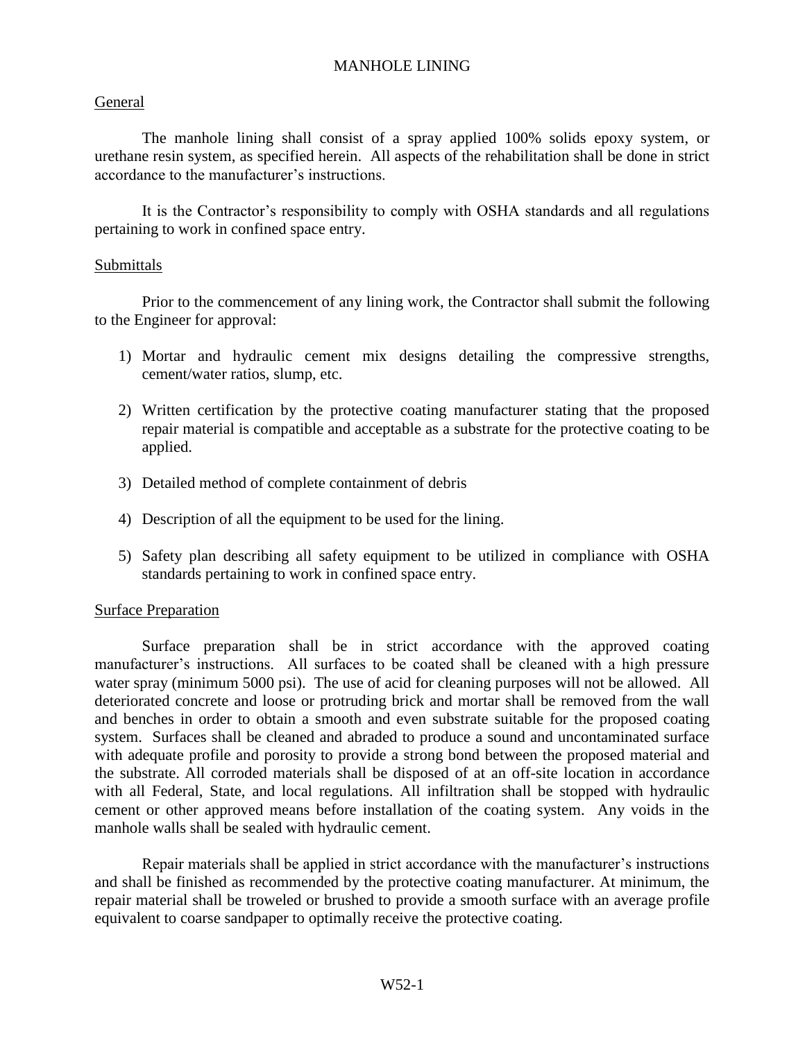# MANHOLE LINING

## General

The manhole lining shall consist of a spray applied 100% solids epoxy system, or urethane resin system, as specified herein. All aspects of the rehabilitation shall be done in strict accordance to the manufacturer's instructions.

It is the Contractor's responsibility to comply with OSHA standards and all regulations pertaining to work in confined space entry.

## Submittals

Prior to the commencement of any lining work, the Contractor shall submit the following to the Engineer for approval:

1) Mortar and hydraulic cement mix designs detailing the compressive strengths, cement/water ratios, slump, etc.

2) Written certification by the protective coating manufacturer stating that the proposed repair material is compatible and acceptable as a substrate for the protective coating to be applied.

3) Detailed method of complete containment of debris

4) Description of all the equipment to be used for the lining.

5) Safety plan describing all safety equipment to be utilized in compliance with OSHA standards pertaining to work in confined space entry.

## Surface Preparation

Surface preparation shall be in strict accordance with the approved coating manufacturer's instructions. All surfaces to be coated shall be cleaned with a high pressure water spray (minimum 5000 psi). The use of acid for cleaning purposes will not be allowed. All deteriorated concrete and loose or protruding brick and mortar shall be removed from the wall and benches in order to obtain a smooth and even substrate suitable for the proposed coating system. Surfaces shall be cleaned and abraded to produce a sound and uncontaminated surface with adequate profile and porosity to provide a strong bond between the proposed material and the substrate. All corroded materials shall be disposed of at an off-site location in accordance with all Federal, State, and local regulations. All infiltration shall be stopped with hydraulic cement or other approved means before installation of the coating system. Any voids in the manhole walls shall be sealed with hydraulic cement.

Repair materials shall be applied in strict accordance with the manufacturer's instructions and shall be finished as recommended by the protective coating manufacturer. At minimum, the repair material shall be troweled or brushed to provide a smooth surface with an average profile equivalent to coarse sandpaper to optimally receive the protective coating.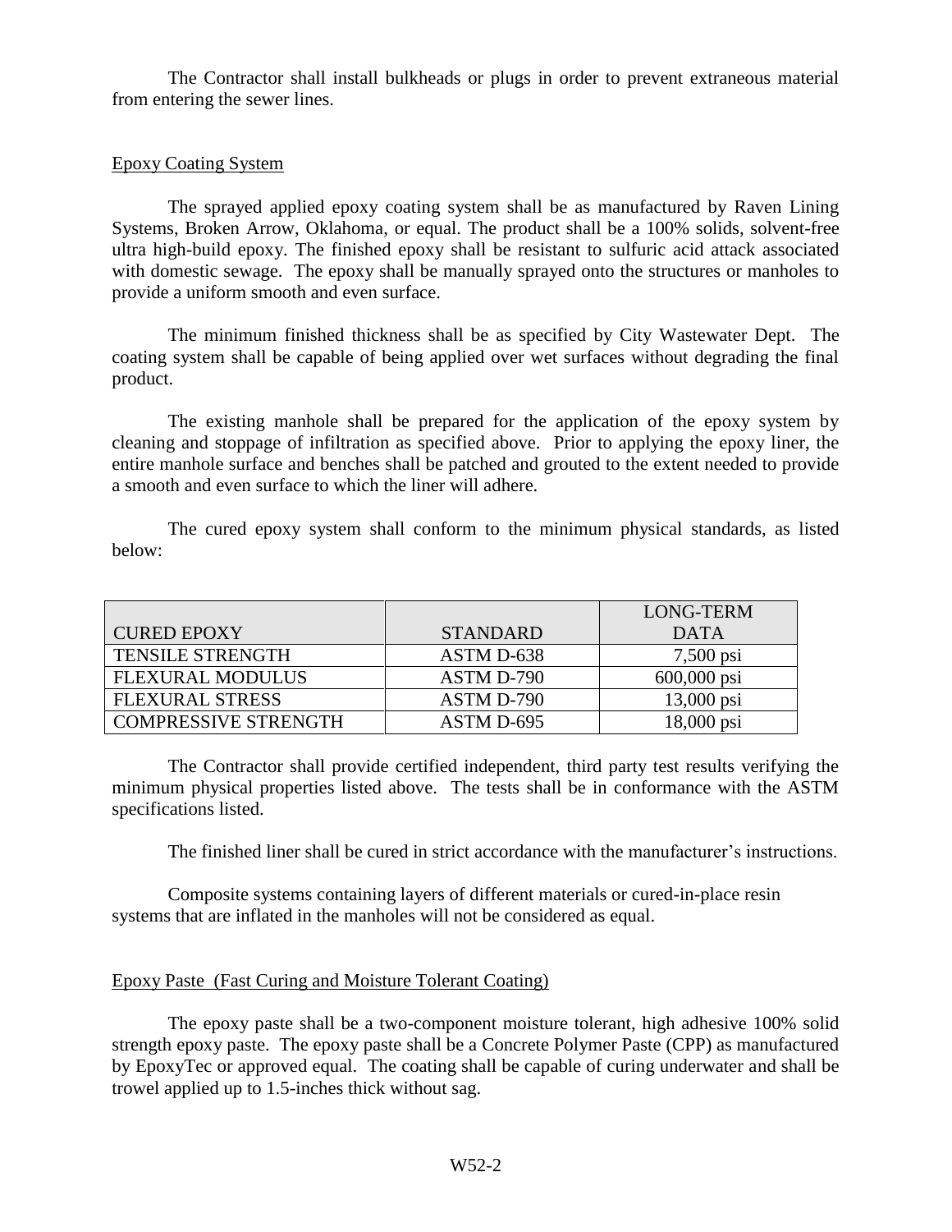The Contractor shall install bulkheads or plugs in order to prevent extraneous material from entering the sewer lines.

## Epoxy Coating System

The sprayed applied epoxy coating system shall be as manufactured by Raven Lining Systems, Broken Arrow, Oklahoma, or equal. The product shall be a 100% solids, solvent-free ultra high-build epoxy. The finished epoxy shall be resistant to sulfuric acid attack associated with domestic sewage. The epoxy shall be manually sprayed onto the structures or manholes to provide a uniform smooth and even surface.

The minimum finished thickness shall be as specified by City Wastewater Dept. The coating system shall be capable of being applied over wet surfaces without degrading the final product.

The existing manhole shall be prepared for the application of the epoxy system by cleaning and stoppage of infiltration as specified above. Prior to applying the epoxy liner, the entire manhole surface and benches shall be patched and grouted to the extent needed to provide a smooth and even surface to which the liner will adhere.

The cured epoxy system shall conform to the minimum physical standards, as listed below:

| CURED EPOXY | STANDARD | LONG-TERM DATA |
|---|---|---|
| TENSILE STRENGTH | ASTM D-638 | 7,500 psi |
| FLEXURAL MODULUS | ASTM D-790 | 600,000 psi |
| FLEXURAL STRESS | ASTM D-790 | 13,000 psi |
| COMPRESSIVE STRENGTH | ASTM D-695 | 18,000 psi |

The Contractor shall provide certified independent, third party test results verifying the minimum physical properties listed above. The tests shall be in conformance with the ASTM specifications listed.

The finished liner shall be cured in strict accordance with the manufacturer's instructions.

Composite systems containing layers of different materials or cured-in-place resin systems that are inflated in the manholes will not be considered as equal.

## Epoxy Paste (Fast Curing and Moisture Tolerant Coating)

The epoxy paste shall be a two-component moisture tolerant, high adhesive 100% solid strength epoxy paste. The epoxy paste shall be a Concrete Polymer Paste (CPP) as manufactured by EpoxyTec or approved equal. The coating shall be capable of curing underwater and shall be trowel applied up to 1.5-inches thick without sag.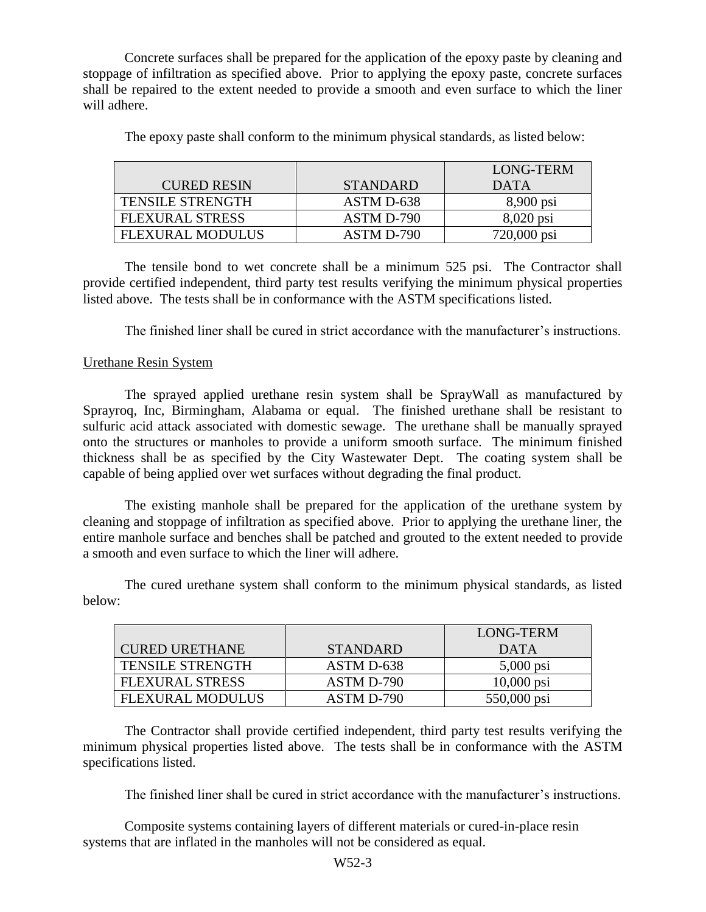Concrete surfaces shall be prepared for the application of the epoxy paste by cleaning and stoppage of infiltration as specified above. Prior to applying the epoxy paste, concrete surfaces shall be repaired to the extent needed to provide a smooth and even surface to which the liner will adhere.

The epoxy paste shall conform to the minimum physical standards, as listed below:

| CURED RESIN | STANDARD | LONG-TERM DATA |
|---|---|---|
| TENSILE STRENGTH | ASTM D-638 | 8,900 psi |
| FLEXURAL STRESS | ASTM D-790 | 8,020 psi |
| FLEXURAL MODULUS | ASTM D-790 | 720,000 psi |

The tensile bond to wet concrete shall be a minimum 525 psi. The Contractor shall provide certified independent, third party test results verifying the minimum physical properties listed above. The tests shall be in conformance with the ASTM specifications listed.

The finished liner shall be cured in strict accordance with the manufacturer's instructions.

Urethane Resin System

The sprayed applied urethane resin system shall be SprayWall as manufactured by Sprayroq, Inc, Birmingham, Alabama or equal. The finished urethane shall be resistant to sulfuric acid attack associated with domestic sewage. The urethane shall be manually sprayed onto the structures or manholes to provide a uniform smooth surface. The minimum finished thickness shall be as specified by the City Wastewater Dept. The coating system shall be capable of being applied over wet surfaces without degrading the final product.

The existing manhole shall be prepared for the application of the urethane system by cleaning and stoppage of infiltration as specified above. Prior to applying the urethane liner, the entire manhole surface and benches shall be patched and grouted to the extent needed to provide a smooth and even surface to which the liner will adhere.

The cured urethane system shall conform to the minimum physical standards, as listed below:

| CURED URETHANE | STANDARD | LONG-TERM DATA |
|---|---|---|
| TENSILE STRENGTH | ASTM D-638 | 5,000 psi |
| FLEXURAL STRESS | ASTM D-790 | 10,000 psi |
| FLEXURAL MODULUS | ASTM D-790 | 550,000 psi |

The Contractor shall provide certified independent, third party test results verifying the minimum physical properties listed above. The tests shall be in conformance with the ASTM specifications listed.

The finished liner shall be cured in strict accordance with the manufacturer's instructions.

Composite systems containing layers of different materials or cured-in-place resin systems that are inflated in the manholes will not be considered as equal.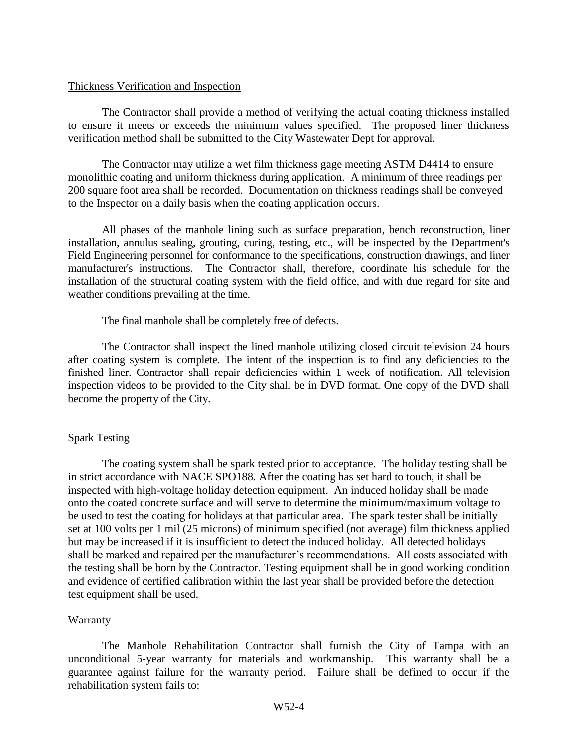## Thickness Verification and Inspection

The Contractor shall provide a method of verifying the actual coating thickness installed to ensure it meets or exceeds the minimum values specified. The proposed liner thickness verification method shall be submitted to the City Wastewater Dept for approval.

The Contractor may utilize a wet film thickness gage meeting ASTM D4414 to ensure monolithic coating and uniform thickness during application. A minimum of three readings per 200 square foot area shall be recorded. Documentation on thickness readings shall be conveyed to the Inspector on a daily basis when the coating application occurs.

All phases of the manhole lining such as surface preparation, bench reconstruction, liner installation, annulus sealing, grouting, curing, testing, etc., will be inspected by the Department's Field Engineering personnel for conformance to the specifications, construction drawings, and liner manufacturer's instructions. The Contractor shall, therefore, coordinate his schedule for the installation of the structural coating system with the field office, and with due regard for site and weather conditions prevailing at the time.

The final manhole shall be completely free of defects.

The Contractor shall inspect the lined manhole utilizing closed circuit television 24 hours after coating system is complete. The intent of the inspection is to find any deficiencies to the finished liner. Contractor shall repair deficiencies within 1 week of notification. All television inspection videos to be provided to the City shall be in DVD format. One copy of the DVD shall become the property of the City.

## Spark Testing

The coating system shall be spark tested prior to acceptance. The holiday testing shall be in strict accordance with NACE SPO188. After the coating has set hard to touch, it shall be inspected with high-voltage holiday detection equipment. An induced holiday shall be made onto the coated concrete surface and will serve to determine the minimum/maximum voltage to be used to test the coating for holidays at that particular area. The spark tester shall be initially set at 100 volts per 1 mil (25 microns) of minimum specified (not average) film thickness applied but may be increased if it is insufficient to detect the induced holiday. All detected holidays shall be marked and repaired per the manufacturer's recommendations. All costs associated with the testing shall be born by the Contractor. Testing equipment shall be in good working condition and evidence of certified calibration within the last year shall be provided before the detection test equipment shall be used.

## Warranty

The Manhole Rehabilitation Contractor shall furnish the City of Tampa with an unconditional 5-year warranty for materials and workmanship. This warranty shall be a guarantee against failure for the warranty period. Failure shall be defined to occur if the rehabilitation system fails to: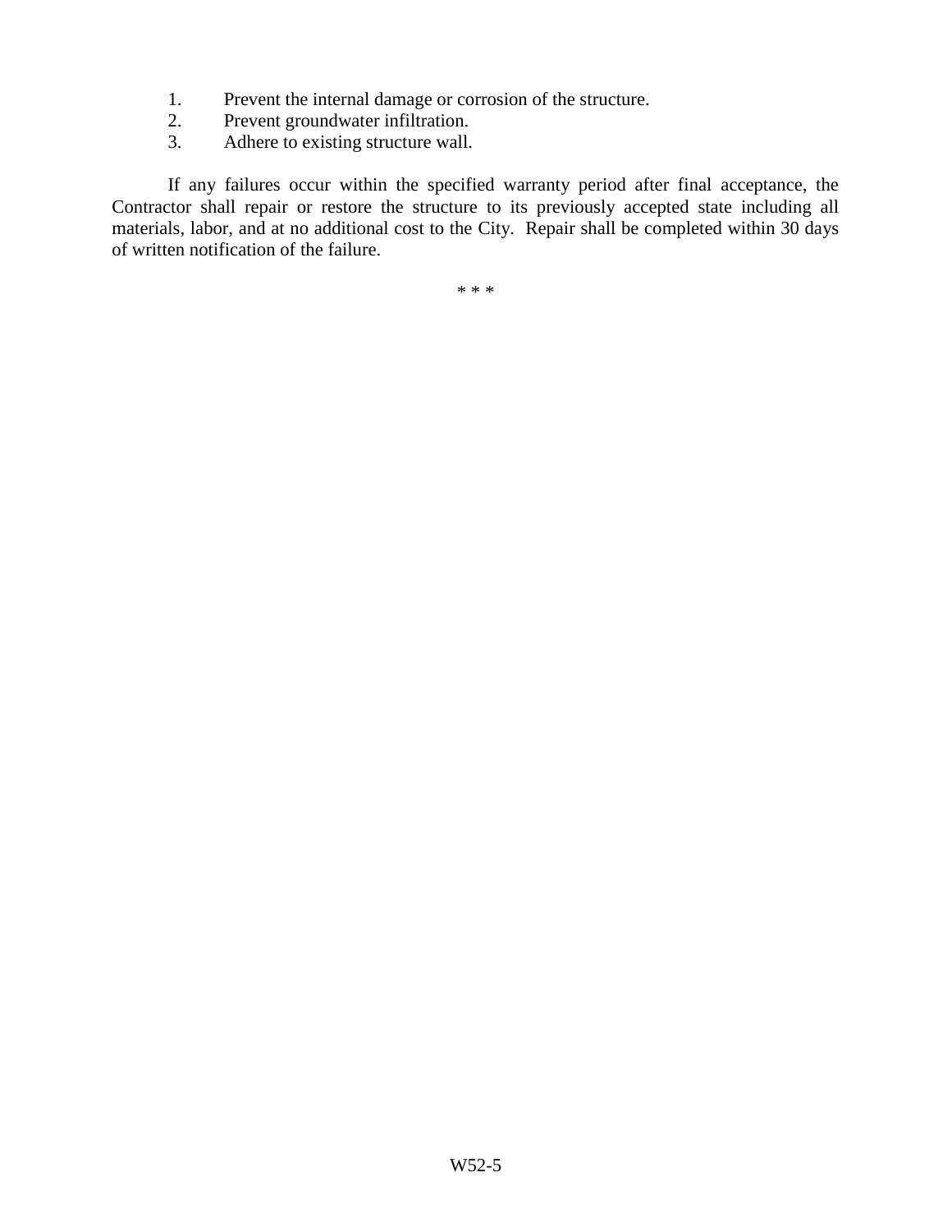1. Prevent the internal damage or corrosion of the structure.
2. Prevent groundwater infiltration.
3. Adhere to existing structure wall.

If any failures occur within the specified warranty period after final acceptance, the Contractor shall repair or restore the structure to its previously accepted state including all materials, labor, and at no additional cost to the City. Repair shall be completed within 30 days of written notification of the failure.

* * *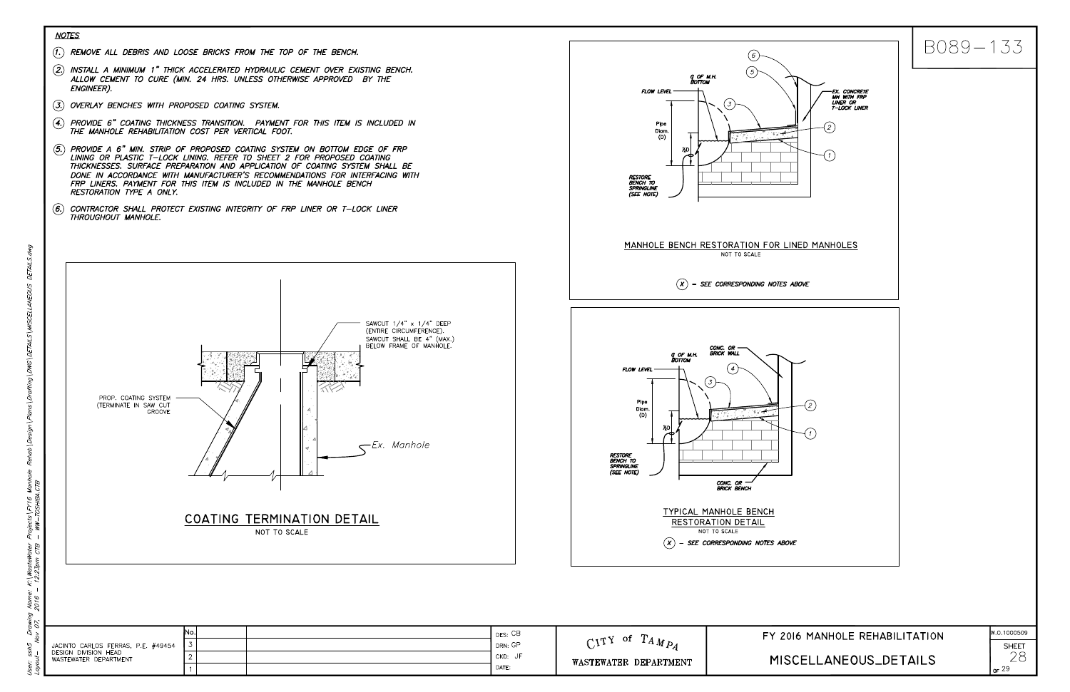B089–133

## NOTES

1. REMOVE ALL DEBRIS AND LOOSE BRICKS FROM THE TOP OF THE BENCH.
2. INSTALL A MINIMUM 1" THICK ACCELERATED HYDRAULIC CEMENT OVER EXISTING BENCH. ALLOW CEMENT TO CURE (MIN. 24 HRS. UNLESS OTHERWISE APPROVED BY THE ENGINEER).
3. OVERLAY BENCHES WITH PROPOSED COATING SYSTEM.
4. PROVIDE 6" COATING THICKNESS TRANSITION. PAYMENT FOR THIS ITEM IS INCLUDED IN THE MANHOLE REHABILITATION COST PER VERTICAL FOOT.
5. PROVIDE A 6" MIN. STRIP OF PROPOSED COATING SYSTEM ON BOTTOM EDGE OF FRP LINING OR PLASTIC T–LOCK LINING. REFER TO SHEET 2 FOR PROPOSED COATING THICKNESSES. SURFACE PREPARATION AND APPLICATION OF COATING SYSTEM SHALL BE DONE IN ACCORDANCE WITH MANUFACTURER'S RECOMMENDATIONS FOR INTERFACING WITH FRP LINERS. PAYMENT FOR THIS ITEM IS INCLUDED IN THE MANHOLE BENCH RESTORATION TYPE A ONLY.
6. CONTRACTOR SHALL PROTECT EXISTING INTEGRITY OF FRP LINER OR T–LOCK LINER THROUGHOUT MANHOLE.

---

FLOW LEVEL — ℄ OF M.H. BOTTOM — Pipe Diam. (D) — ½D — RESTORE BENCH TO SPRINGLINE (SEE NOTE) — EX. CONCRETE MH WITH FRP LINER OR T–LOCK LINER — ① ② ③ ⑤ ⑥

### MANHOLE BENCH RESTORATION FOR LINED MANHOLES
NOT TO SCALE

ⓧ – SEE CORRESPONDING NOTES ABOVE

---

SAWCUT 1/4" x 1/4" DEEP (ENTIRE CIRCUMFERENCE). SAWCUT SHALL BE 4" (MAX.) BELOW FRAME OF MANHOLE.

PROP. COATING SYSTEM (TERMINATE IN SAW CUT GROOVE

Ex. Manhole

### COATING TERMINATION DETAIL
NOT TO SCALE

---

FLOW LEVEL — ℄ OF M.H. BOTTOM — CONC. OR BRICK WALL — Pipe Diam. (D) — ½D — RESTORE BENCH TO SPRINGLINE (SEE NOTE) — CONC. OR BRICK BENCH — ① ② ③ ④

### TYPICAL MANHOLE BENCH RESTORATION DETAIL
NOT TO SCALE

ⓧ – SEE CORRESPONDING NOTES ABOVE

---

| | No. | | |
|---|---|---|---|
| JACINTO CARLOS FERRAS, P.E. #49454 | 3 | | |
| DESIGN DIVISION HEAD | 2 | | |
| WASTEWATER DEPARTMENT | 1 | | |

DES: CB
DRN: GP
CKD: JF
DATE:

CITY of TAMPA
WASTEWATER DEPARTMENT

FY 2016 MANHOLE REHABILITATION
MISCELLANEOUS_DETAILS

W.O.1000509
SHEET 28 OF 29

User: szh5 Drawing Name: K:\WasteWater Projects\FY16 Manhole Rehab\Design\Plans\Drafting\DWG\DETAILS\MISCELLANEOUS DETAILS.dwg
Layout– Nov 07, 2016 – 12:23pm CTB – WW–TOSHIBA.CTB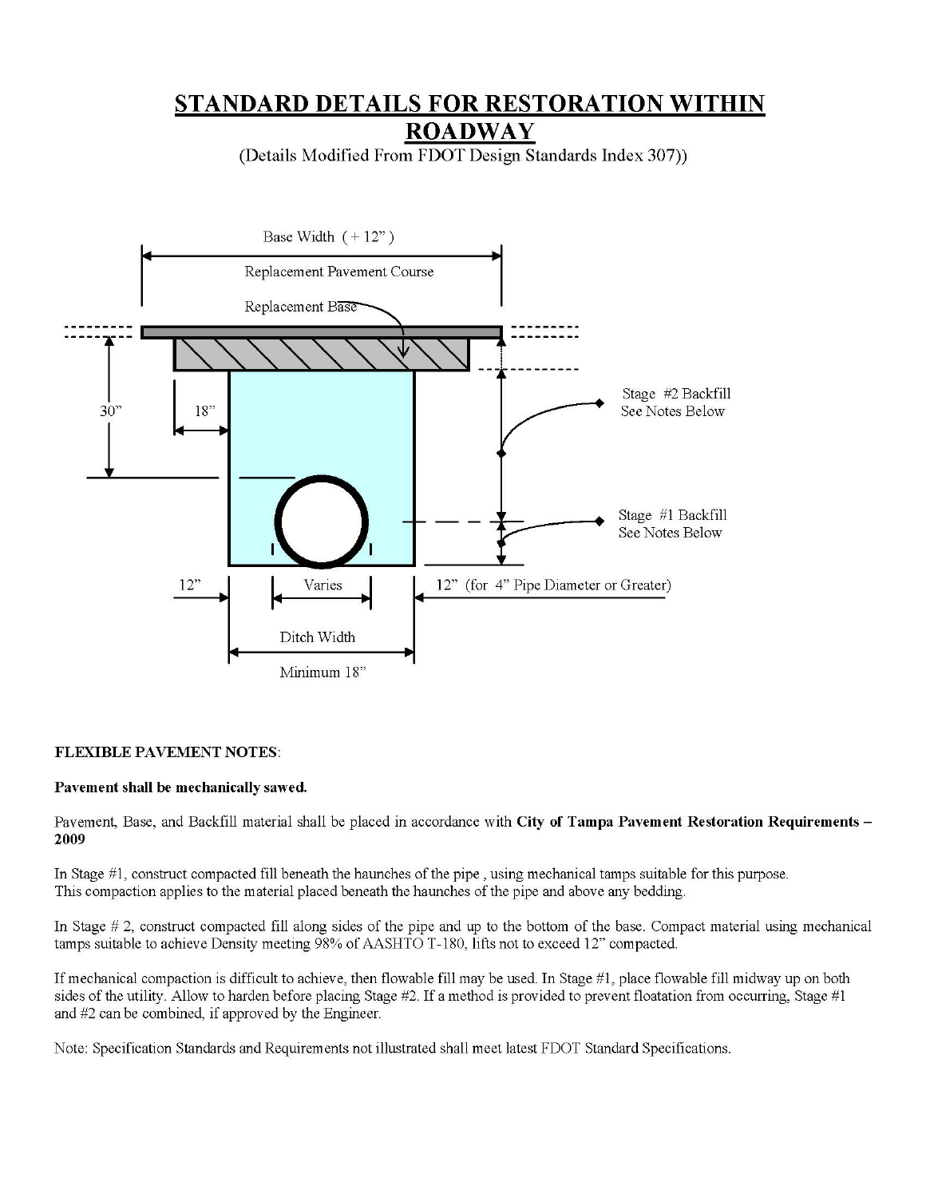# STANDARD DETAILS FOR RESTORATION WITHIN ROADWAY

(Details Modified From FDOT Design Standards Index 307))

Base Width ( + 12" )

Replacement Pavement Course

Replacement Base

30"

18"

Stage #2 Backfill
See Notes Below

Stage #1 Backfill
See Notes Below

12"

Varies

12" (for 4" Pipe Diameter or Greater)

Ditch Width

Minimum 18"

**FLEXIBLE PAVEMENT NOTES**:

**Pavement shall be mechanically sawed.**

Pavement, Base, and Backfill material shall be placed in accordance with **City of Tampa Pavement Restoration Requirements – 2009**

In Stage #1, construct compacted fill beneath the haunches of the pipe , using mechanical tamps suitable for this purpose. This compaction applies to the material placed beneath the haunches of the pipe and above any bedding.

In Stage # 2, construct compacted fill along sides of the pipe and up to the bottom of the base. Compact material using mechanical tamps suitable to achieve Density meeting 98% of AASHTO T-180, lifts not to exceed 12" compacted.

If mechanical compaction is difficult to achieve, then flowable fill may be used. In Stage #1, place flowable fill midway up on both sides of the utility. Allow to harden before placing Stage #2. If a method is provided to prevent floatation from occurring, Stage #1 and #2 can be combined, if approved by the Engineer.

Note: Specification Standards and Requirements not illustrated shall meet latest FDOT Standard Specifications.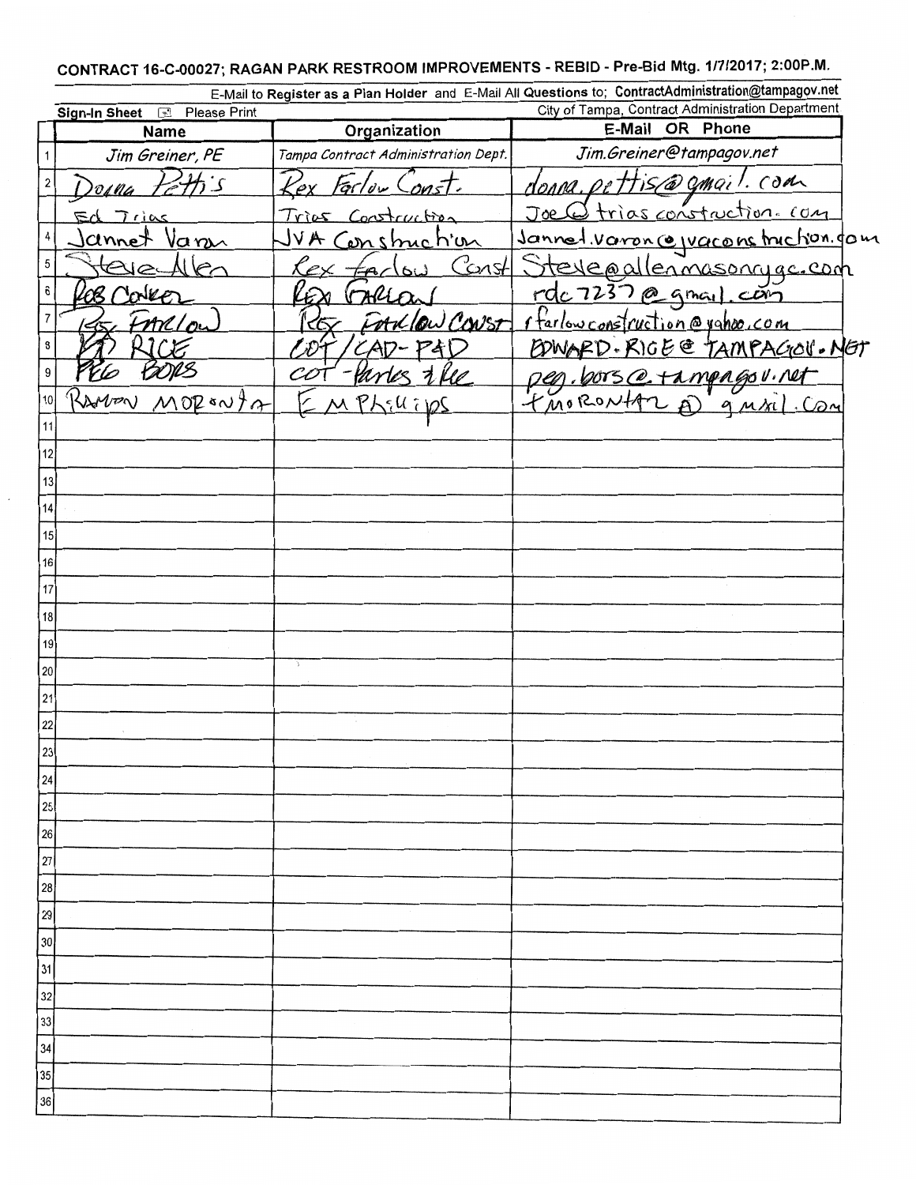**CONTRACT 16-C-00027; RAGAN PARK RESTROOM IMPROVEMENTS - REBID - Pre-Bid Mtg. 1/7/2017; 2:00P.M.**

E-Mail to **Register as a Plan Holder** and E-Mail All **Questions** to; **ContractAdministration@tampagov.net**

**Sign-In Sheet** Please Print

City of Tampa, Contract Administration Department

| | Name | Organization | E-Mail OR Phone |
|---|---|---|---|
| 1 | Jim Greiner, PE | Tampa Contract Administration Dept. | Jim.Greiner@tampagov.net |
| 2 | Donna Pettis | Rex Farlow Const. | donna.pettis@gmail.com |
| 3 | Ed Trias | Trias Construction | Joe@triasconstruction.com |
| 4 | Jannet Varon | JVA Construction | Jannet.varon@jvaconstruction.com |
| 5 | Steve Allen | Rex Farlow Const | Steve@allenmasonrygc.com |
| 6 | Rob Coker | Rex Farlow | rdc7237@gmail.com |
| 7 | Rex Farlow | Rex Farlow Const | rfarlowconstruction@yahoo.com |
| 8 | Ed Rice | COT/CAD-PAD | EDWARD.RICE@TAMPAGOV.NET |
| 9 | Peg Bors | COT-Parks & Rec | peg.bors@tampagov.net |
| 10 | Ramon Moronta | EMPhillips | rmoronta@gmail.com |
| 11 | | | |
| 12 | | | |
| 13 | | | |
| 14 | | | |
| 15 | | | |
| 16 | | | |
| 17 | | | |
| 18 | | | |
| 19 | | | |
| 20 | | | |
| 21 | | | |
| 22 | | | |
| 23 | | | |
| 24 | | | |
| 25 | | | |
| 26 | | | |
| 27 | | | |
| 28 | | | |
| 29 | | | |
| 30 | | | |
| 31 | | | |
| 32 | | | |
| 33 | | | |
| 34 | | | |
| 35 | | | |
| 36 | | | |